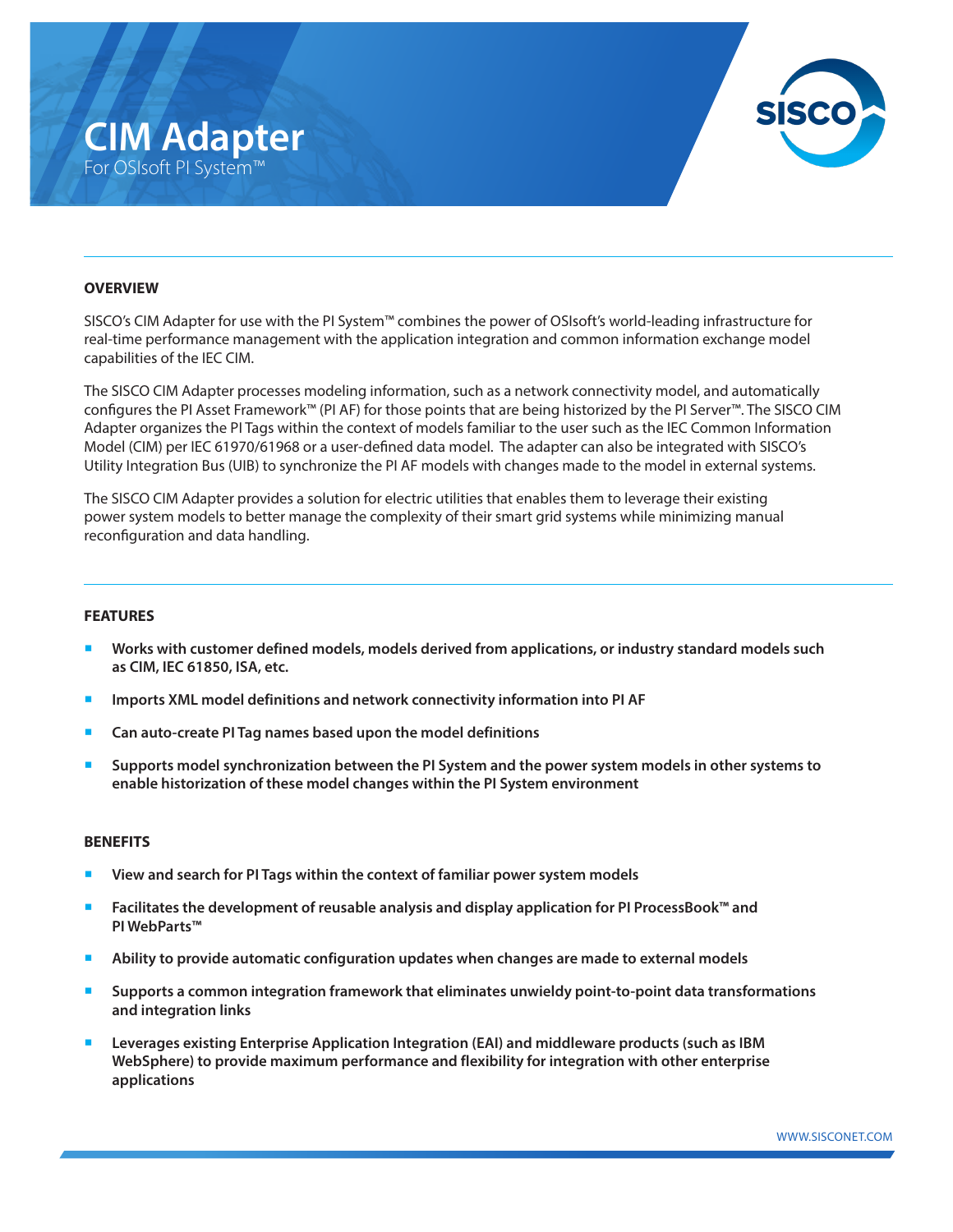# CIM Adapter

For OSIsoft PI System™

## OVERVIEW

SISCO's CIM Adapter for use with the PI System™ combines the power of OSIsoft's world-leading infrastructure for real-time performance management with the application integration and common information exchange model capabilities of the IEC CIM.

The SISCO CIM Adapter processes modeling information, such as a network connectivity model, and automatically configures the PI Asset Framework™ (PI AF) for those points that are being historized by the PI Server™. The SISCO CIM Adapter organizes the PI Tags within the context of models familiar to the user such as the IEC Common Information Model (CIM) per IEC 61970/61968 or a user-defined data model. The adapter can also be integrated with SISCO's Utility Integration Bus (UIB) to synchronize the PI AF models with changes made to the model in external systems.

The SISCO CIM Adapter provides a solution for electric utilities that enables them to leverage their existing power system models to better manage the complexity of their smart grid systems while minimizing manual reconfiguration and data handling.

## FEATURES

- **Works with customer defined models, models derived from applications, or industry standard models such as CIM, IEC 61850, ISA, etc.**
- **Imports XML model definitions and network connectivity information into PI AF**
- **Can auto-create PI Tag names based upon the model definitions**
- **Supports model synchronization between the PI System and the power system models in other systems to enable historization of these model changes within the PI System environment**

## BENEFITS

- **View and search for PI Tags within the context of familiar power system models**
- **Facilitates the development of reusable analysis and display application for PI ProcessBook™ and PI WebParts™**
- **Ability to provide automatic configuration updates when changes are made to external models**
- **Supports a common integration framework that eliminates unwieldy point-to-point data transformations and integration links**
- **Leverages existing Enterprise Application Integration (EAI) and middleware products (such as IBM WebSphere) to provide maximum performance and flexibility for integration with other enterprise applications**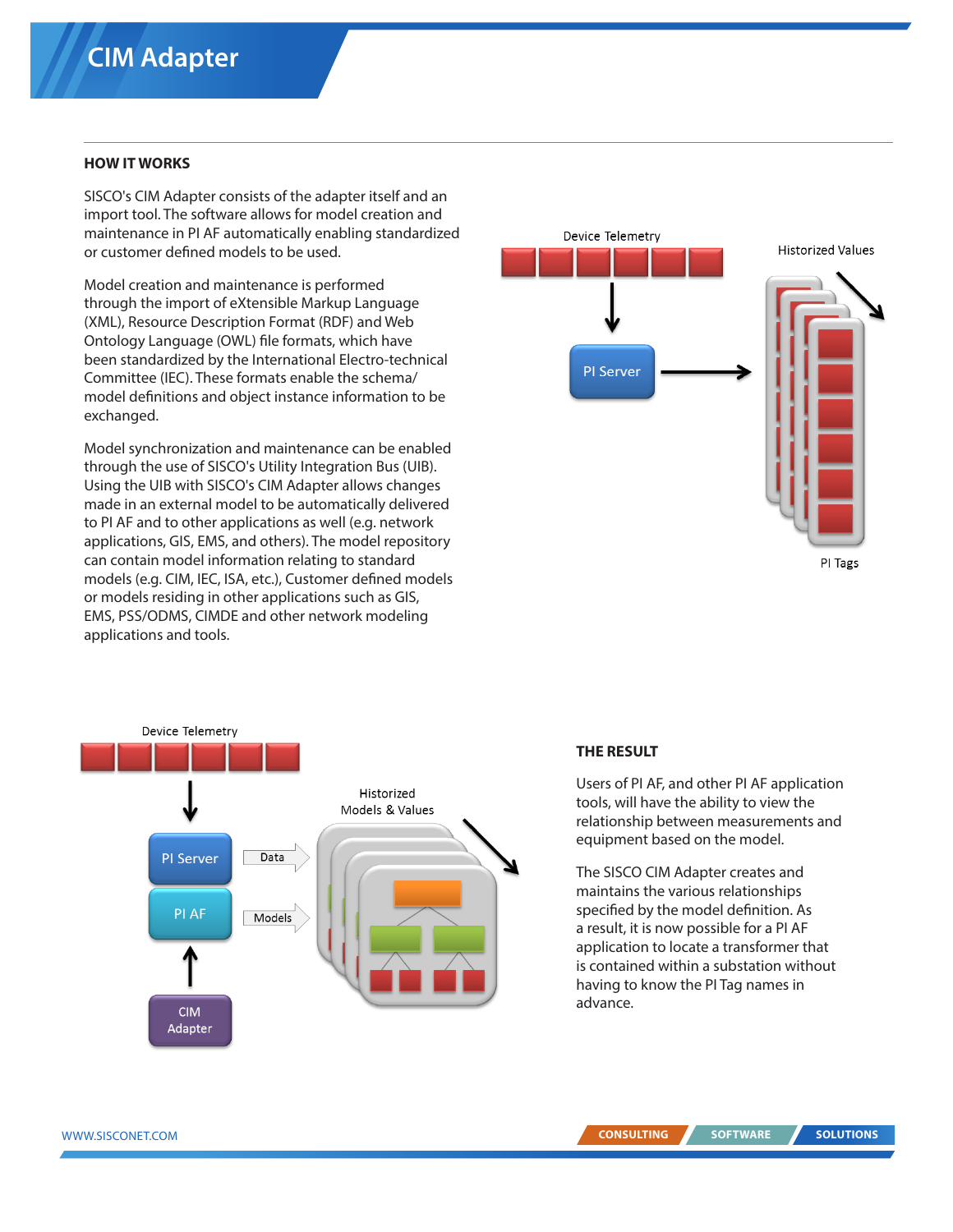# CIM Adapter

## HOW IT WORKS

SISCO's CIM Adapter consists of the adapter itself and an import tool. The software allows for model creation and maintenance in PI AF automatically enabling standardized or customer defined models to be used.

Model creation and maintenance is performed through the import of eXtensible Markup Language (XML), Resource Description Format (RDF) and Web Ontology Language (OWL) file formats, which have been standardized by the International Electro-technical Committee (IEC). These formats enable the schema/model definitions and object instance information to be exchanged.

Model synchronization and maintenance can be enabled through the use of SISCO's Utility Integration Bus (UIB). Using the UIB with SISCO's CIM Adapter allows changes made in an external model to be automatically delivered to PI AF and to other applications as well (e.g. network applications, GIS, EMS, and others). The model repository can contain model information relating to standard models (e.g. CIM, IEC, ISA, etc.), Customer defined models or models residing in other applications such as GIS, EMS, PSS/ODMS, CIMDE and other network modeling applications and tools.

Device Telemetry

PI Server

Historized Values

PI Tags

Device Telemetry

PI Server

PI AF

CIM Adapter

Data

Models

Historized Models & Values

## THE RESULT

Users of PI AF, and other PI AF application tools, will have the ability to view the relationship between measurements and equipment based on the model.

The SISCO CIM Adapter creates and maintains the various relationships specified by the model definition. As a result, it is now possible for a PI AF application to locate a transformer that is contained within a substation without having to know the PI Tag names in advance.

WWW.SISCONET.COM

CONSULTING SOFTWARE SOLUTIONS